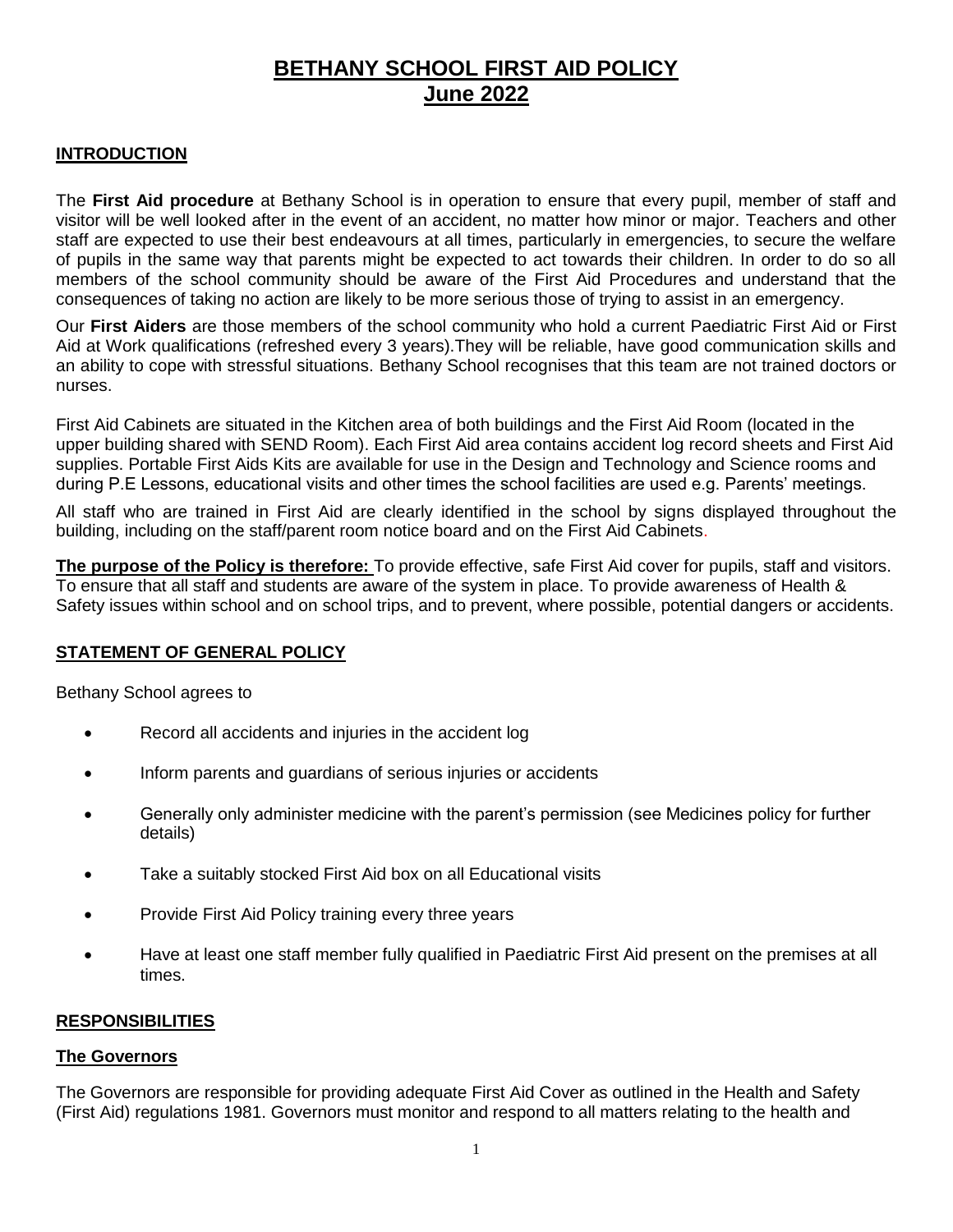# BETHANY SCHOOL FIRST AID POLICY
## June 2022

### INTRODUCTION

The **First Aid procedure** at Bethany School is in operation to ensure that every pupil, member of staff and visitor will be well looked after in the event of an accident, no matter how minor or major. Teachers and other staff are expected to use their best endeavours at all times, particularly in emergencies, to secure the welfare of pupils in the same way that parents might be expected to act towards their children. In order to do so all members of the school community should be aware of the First Aid Procedures and understand that the consequences of taking no action are likely to be more serious those of trying to assist in an emergency.

Our **First Aiders** are those members of the school community who hold a current Paediatric First Aid or First Aid at Work qualifications (refreshed every 3 years).They will be reliable, have good communication skills and an ability to cope with stressful situations. Bethany School recognises that this team are not trained doctors or nurses.

First Aid Cabinets are situated in the Kitchen area of both buildings and the First Aid Room (located in the upper building shared with SEND Room). Each First Aid area contains accident log record sheets and First Aid supplies. Portable First Aids Kits are available for use in the Design and Technology and Science rooms and during P.E Lessons, educational visits and other times the school facilities are used e.g. Parents' meetings.

All staff who are trained in First Aid are clearly identified in the school by signs displayed throughout the building, including on the staff/parent room notice board and on the First Aid Cabinets.

**The purpose of the Policy is therefore:** To provide effective, safe First Aid cover for pupils, staff and visitors. To ensure that all staff and students are aware of the system in place. To provide awareness of Health & Safety issues within school and on school trips, and to prevent, where possible, potential dangers or accidents.

### STATEMENT OF GENERAL POLICY

Bethany School agrees to

- Record all accidents and injuries in the accident log
- Inform parents and guardians of serious injuries or accidents
- Generally only administer medicine with the parent's permission (see Medicines policy for further details)
- Take a suitably stocked First Aid box on all Educational visits
- Provide First Aid Policy training every three years
- Have at least one staff member fully qualified in Paediatric First Aid present on the premises at all times.

### RESPONSIBILITIES

#### The Governors

The Governors are responsible for providing adequate First Aid Cover as outlined in the Health and Safety (First Aid) regulations 1981. Governors must monitor and respond to all matters relating to the health and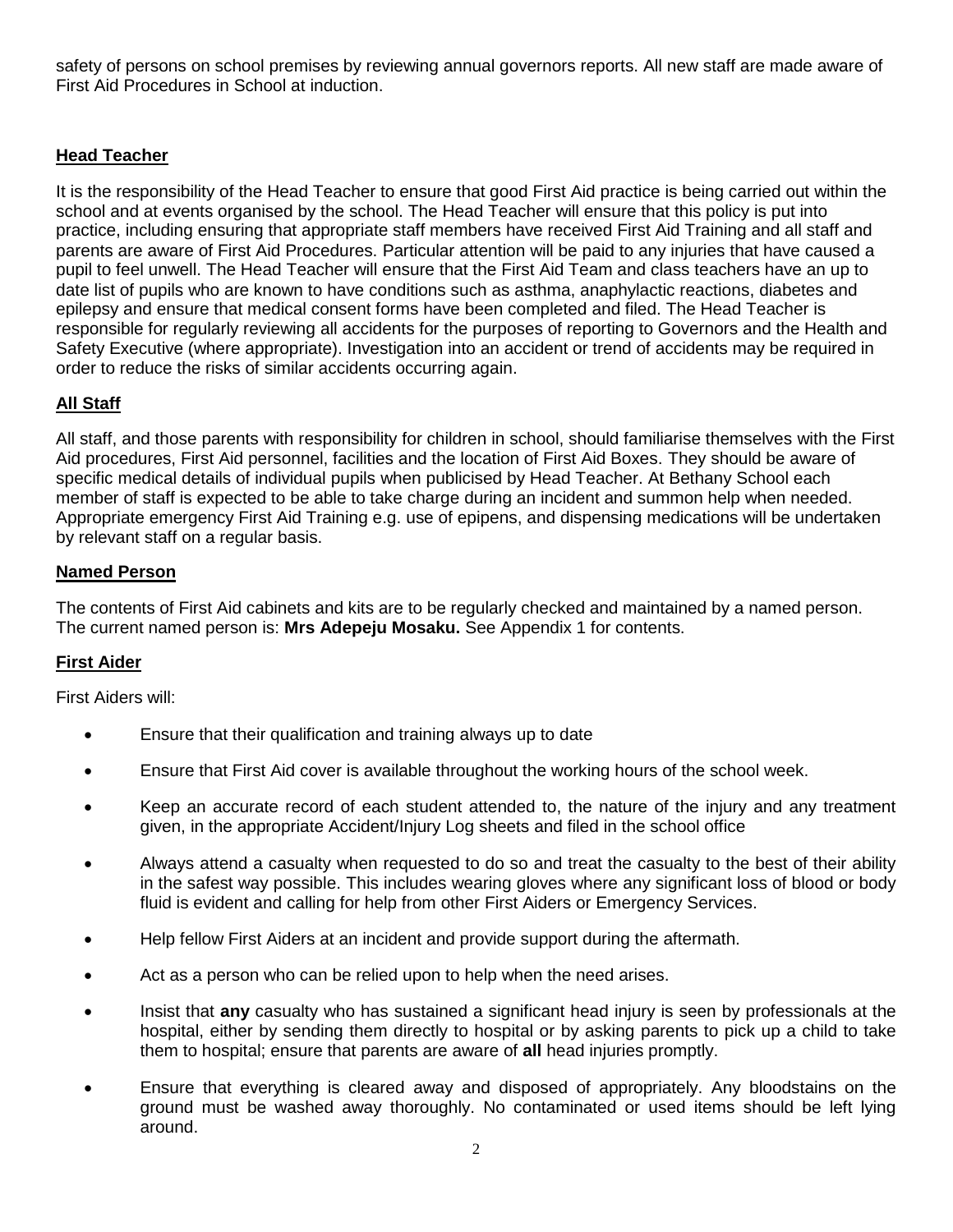safety of persons on school premises by reviewing annual governors reports. All new staff are made aware of First Aid Procedures in School at induction.

## Head Teacher

It is the responsibility of the Head Teacher to ensure that good First Aid practice is being carried out within the school and at events organised by the school. The Head Teacher will ensure that this policy is put into practice, including ensuring that appropriate staff members have received First Aid Training and all staff and parents are aware of First Aid Procedures. Particular attention will be paid to any injuries that have caused a pupil to feel unwell. The Head Teacher will ensure that the First Aid Team and class teachers have an up to date list of pupils who are known to have conditions such as asthma, anaphylactic reactions, diabetes and epilepsy and ensure that medical consent forms have been completed and filed. The Head Teacher is responsible for regularly reviewing all accidents for the purposes of reporting to Governors and the Health and Safety Executive (where appropriate). Investigation into an accident or trend of accidents may be required in order to reduce the risks of similar accidents occurring again.

## All Staff

All staff, and those parents with responsibility for children in school, should familiarise themselves with the First Aid procedures, First Aid personnel, facilities and the location of First Aid Boxes. They should be aware of specific medical details of individual pupils when publicised by Head Teacher. At Bethany School each member of staff is expected to be able to take charge during an incident and summon help when needed. Appropriate emergency First Aid Training e.g. use of epipens, and dispensing medications will be undertaken by relevant staff on a regular basis.

## Named Person

The contents of First Aid cabinets and kits are to be regularly checked and maintained by a named person. The current named person is: **Mrs Adepeju Mosaku.** See Appendix 1 for contents.

## First Aider

First Aiders will:

- Ensure that their qualification and training always up to date
- Ensure that First Aid cover is available throughout the working hours of the school week.
- Keep an accurate record of each student attended to, the nature of the injury and any treatment given, in the appropriate Accident/Injury Log sheets and filed in the school office
- Always attend a casualty when requested to do so and treat the casualty to the best of their ability in the safest way possible. This includes wearing gloves where any significant loss of blood or body fluid is evident and calling for help from other First Aiders or Emergency Services.
- Help fellow First Aiders at an incident and provide support during the aftermath.
- Act as a person who can be relied upon to help when the need arises.
- Insist that **any** casualty who has sustained a significant head injury is seen by professionals at the hospital, either by sending them directly to hospital or by asking parents to pick up a child to take them to hospital; ensure that parents are aware of **all** head injuries promptly.
- Ensure that everything is cleared away and disposed of appropriately. Any bloodstains on the ground must be washed away thoroughly. No contaminated or used items should be left lying around.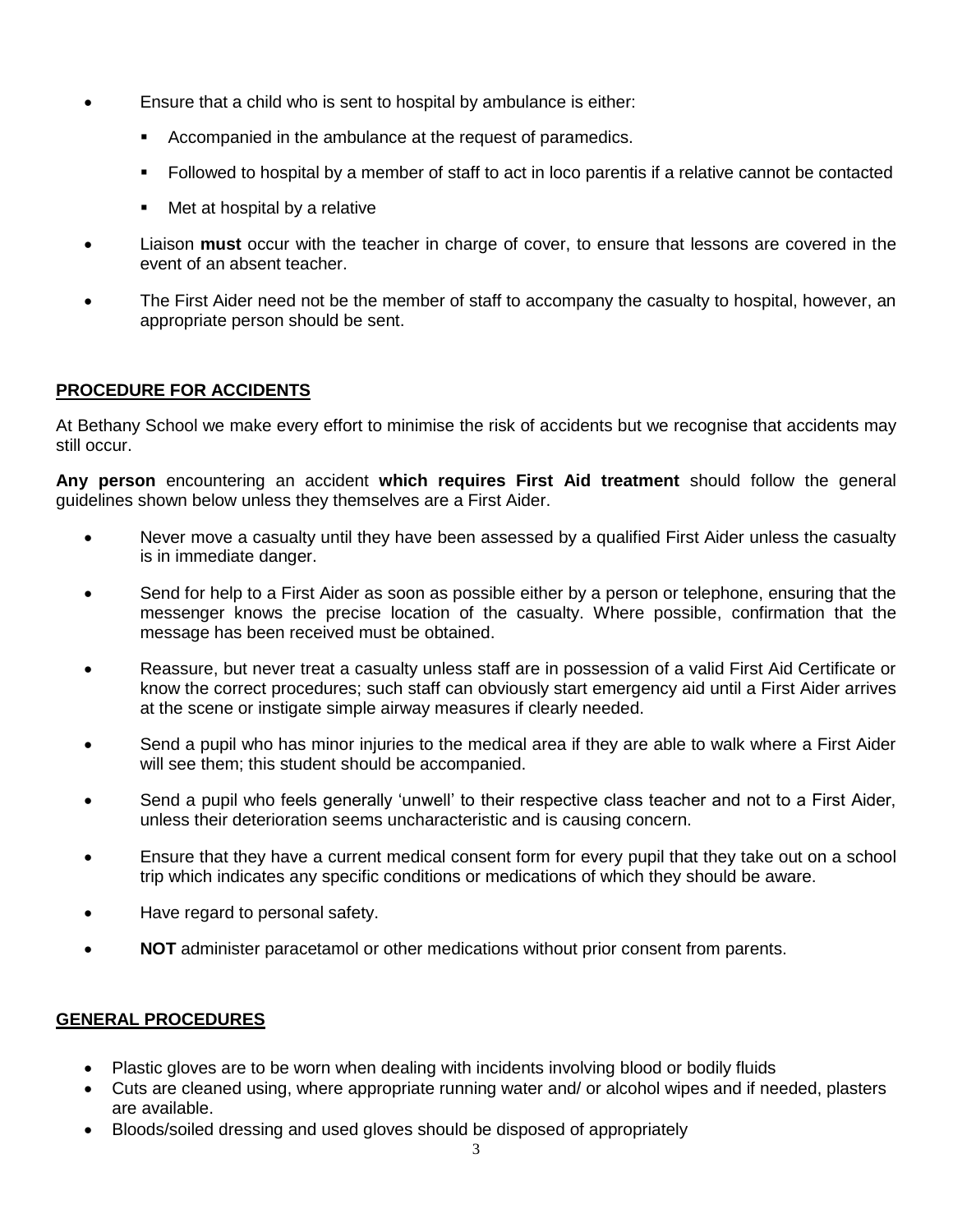- Ensure that a child who is sent to hospital by ambulance is either:
  - Accompanied in the ambulance at the request of paramedics.
  - Followed to hospital by a member of staff to act in loco parentis if a relative cannot be contacted
  - Met at hospital by a relative
- Liaison **must** occur with the teacher in charge of cover, to ensure that lessons are covered in the event of an absent teacher.
- The First Aider need not be the member of staff to accompany the casualty to hospital, however, an appropriate person should be sent.

## PROCEDURE FOR ACCIDENTS

At Bethany School we make every effort to minimise the risk of accidents but we recognise that accidents may still occur.

**Any person** encountering an accident **which requires First Aid treatment** should follow the general guidelines shown below unless they themselves are a First Aider.

- Never move a casualty until they have been assessed by a qualified First Aider unless the casualty is in immediate danger.
- Send for help to a First Aider as soon as possible either by a person or telephone, ensuring that the messenger knows the precise location of the casualty. Where possible, confirmation that the message has been received must be obtained.
- Reassure, but never treat a casualty unless staff are in possession of a valid First Aid Certificate or know the correct procedures; such staff can obviously start emergency aid until a First Aider arrives at the scene or instigate simple airway measures if clearly needed.
- Send a pupil who has minor injuries to the medical area if they are able to walk where a First Aider will see them; this student should be accompanied.
- Send a pupil who feels generally 'unwell' to their respective class teacher and not to a First Aider, unless their deterioration seems uncharacteristic and is causing concern.
- Ensure that they have a current medical consent form for every pupil that they take out on a school trip which indicates any specific conditions or medications of which they should be aware.
- Have regard to personal safety.
- **NOT** administer paracetamol or other medications without prior consent from parents.

## GENERAL PROCEDURES

- Plastic gloves are to be worn when dealing with incidents involving blood or bodily fluids
- Cuts are cleaned using, where appropriate running water and/ or alcohol wipes and if needed, plasters are available.
- Bloods/soiled dressing and used gloves should be disposed of appropriately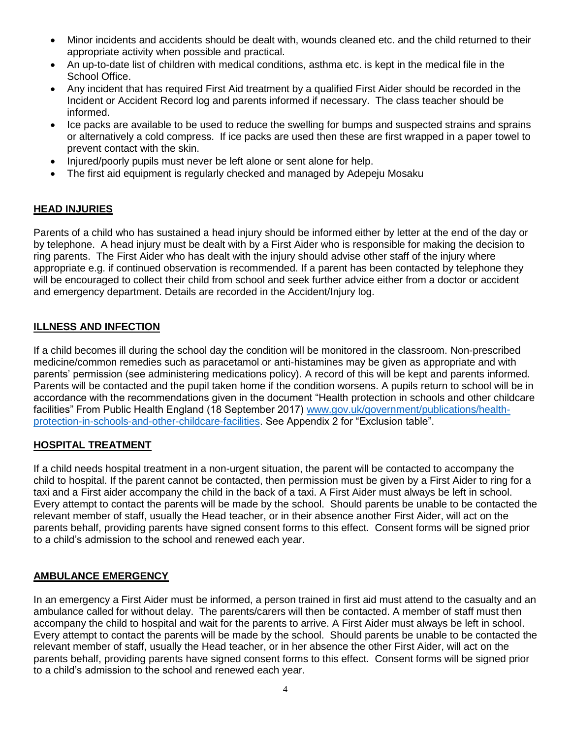- Minor incidents and accidents should be dealt with, wounds cleaned etc. and the child returned to their appropriate activity when possible and practical.
- An up-to-date list of children with medical conditions, asthma etc. is kept in the medical file in the School Office.
- Any incident that has required First Aid treatment by a qualified First Aider should be recorded in the Incident or Accident Record log and parents informed if necessary. The class teacher should be informed.
- Ice packs are available to be used to reduce the swelling for bumps and suspected strains and sprains or alternatively a cold compress. If ice packs are used then these are first wrapped in a paper towel to prevent contact with the skin.
- Injured/poorly pupils must never be left alone or sent alone for help.
- The first aid equipment is regularly checked and managed by Adepeju Mosaku

## HEAD INJURIES

Parents of a child who has sustained a head injury should be informed either by letter at the end of the day or by telephone. A head injury must be dealt with by a First Aider who is responsible for making the decision to ring parents. The First Aider who has dealt with the injury should advise other staff of the injury where appropriate e.g. if continued observation is recommended. If a parent has been contacted by telephone they will be encouraged to collect their child from school and seek further advice either from a doctor or accident and emergency department. Details are recorded in the Accident/Injury log.

## ILLNESS AND INFECTION

If a child becomes ill during the school day the condition will be monitored in the classroom. Non-prescribed medicine/common remedies such as paracetamol or anti-histamines may be given as appropriate and with parents' permission (see administering medications policy). A record of this will be kept and parents informed. Parents will be contacted and the pupil taken home if the condition worsens. A pupils return to school will be in accordance with the recommendations given in the document "Health protection in schools and other childcare facilities" From Public Health England (18 September 2017) [www.gov.uk/government/publications/health-protection-in-schools-and-other-childcare-facilities](www.gov.uk/government/publications/health-protection-in-schools-and-other-childcare-facilities). See Appendix 2 for "Exclusion table".

## HOSPITAL TREATMENT

If a child needs hospital treatment in a non-urgent situation, the parent will be contacted to accompany the child to hospital. If the parent cannot be contacted, then permission must be given by a First Aider to ring for a taxi and a First aider accompany the child in the back of a taxi. A First Aider must always be left in school. Every attempt to contact the parents will be made by the school. Should parents be unable to be contacted the relevant member of staff, usually the Head teacher, or in their absence another First Aider, will act on the parents behalf, providing parents have signed consent forms to this effect. Consent forms will be signed prior to a child's admission to the school and renewed each year.

## AMBULANCE EMERGENCY

In an emergency a First Aider must be informed, a person trained in first aid must attend to the casualty and an ambulance called for without delay. The parents/carers will then be contacted. A member of staff must then accompany the child to hospital and wait for the parents to arrive. A First Aider must always be left in school. Every attempt to contact the parents will be made by the school. Should parents be unable to be contacted the relevant member of staff, usually the Head teacher, or in her absence the other First Aider, will act on the parents behalf, providing parents have signed consent forms to this effect. Consent forms will be signed prior to a child's admission to the school and renewed each year.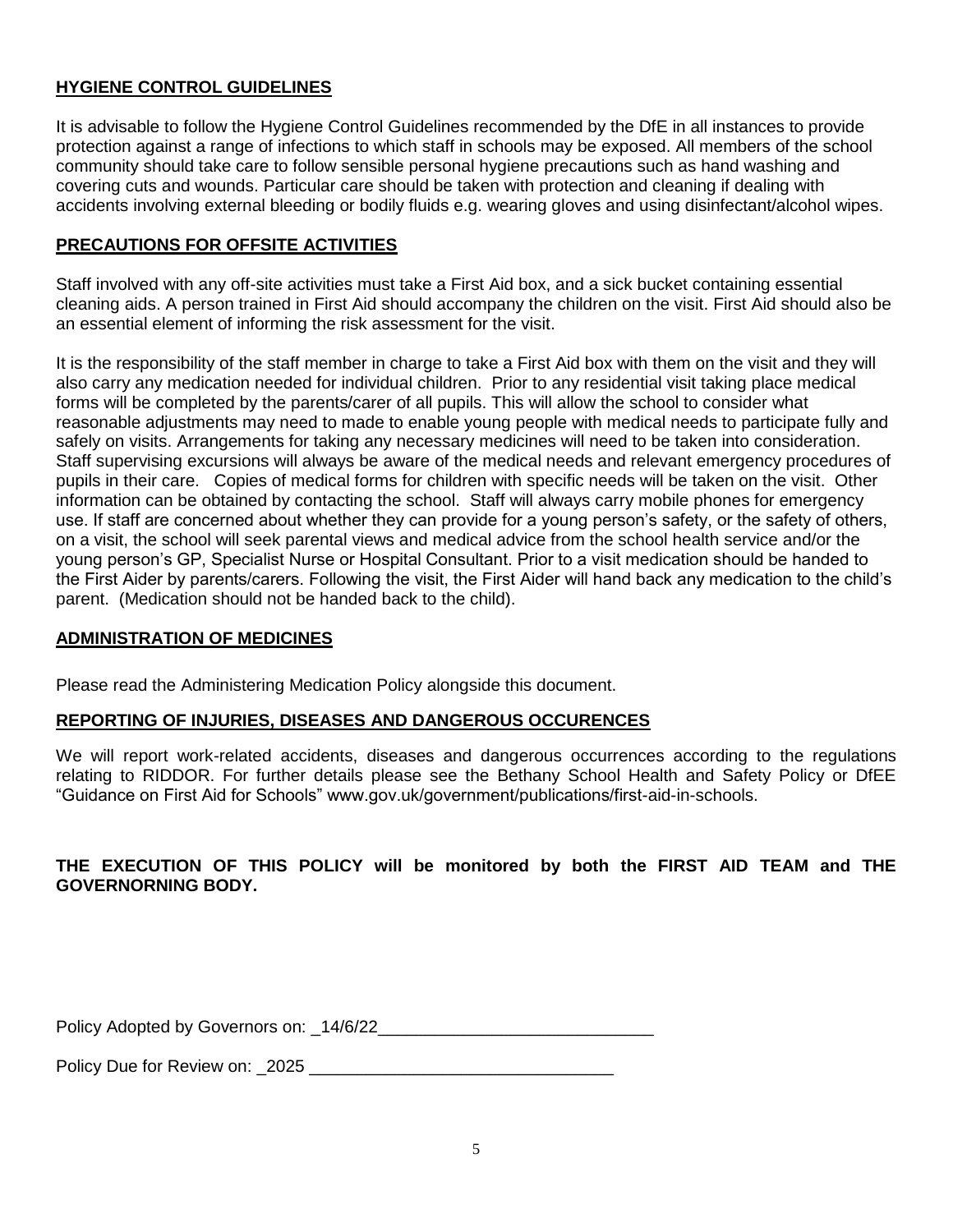## HYGIENE CONTROL GUIDELINES

It is advisable to follow the Hygiene Control Guidelines recommended by the DfE in all instances to provide protection against a range of infections to which staff in schools may be exposed. All members of the school community should take care to follow sensible personal hygiene precautions such as hand washing and covering cuts and wounds. Particular care should be taken with protection and cleaning if dealing with accidents involving external bleeding or bodily fluids e.g. wearing gloves and using disinfectant/alcohol wipes.

## PRECAUTIONS FOR OFFSITE ACTIVITIES

Staff involved with any off-site activities must take a First Aid box, and a sick bucket containing essential cleaning aids. A person trained in First Aid should accompany the children on the visit. First Aid should also be an essential element of informing the risk assessment for the visit.

It is the responsibility of the staff member in charge to take a First Aid box with them on the visit and they will also carry any medication needed for individual children. Prior to any residential visit taking place medical forms will be completed by the parents/carer of all pupils. This will allow the school to consider what reasonable adjustments may need to made to enable young people with medical needs to participate fully and safely on visits. Arrangements for taking any necessary medicines will need to be taken into consideration. Staff supervising excursions will always be aware of the medical needs and relevant emergency procedures of pupils in their care. Copies of medical forms for children with specific needs will be taken on the visit. Other information can be obtained by contacting the school. Staff will always carry mobile phones for emergency use. If staff are concerned about whether they can provide for a young person's safety, or the safety of others, on a visit, the school will seek parental views and medical advice from the school health service and/or the young person's GP, Specialist Nurse or Hospital Consultant. Prior to a visit medication should be handed to the First Aider by parents/carers. Following the visit, the First Aider will hand back any medication to the child's parent. (Medication should not be handed back to the child).

## ADMINISTRATION OF MEDICINES

Please read the Administering Medication Policy alongside this document.

## REPORTING OF INJURIES, DISEASES AND DANGEROUS OCCURENCES

We will report work-related accidents, diseases and dangerous occurrences according to the regulations relating to RIDDOR. For further details please see the Bethany School Health and Safety Policy or DfEE "Guidance on First Aid for Schools" www.gov.uk/government/publications/first-aid-in-schools.

**THE EXECUTION OF THIS POLICY will be monitored by both the FIRST AID TEAM and THE GOVERNORNING BODY.**

Policy Adopted by Governors on: _14/6/22_____________________________

Policy Due for Review on: _2025 ________________________________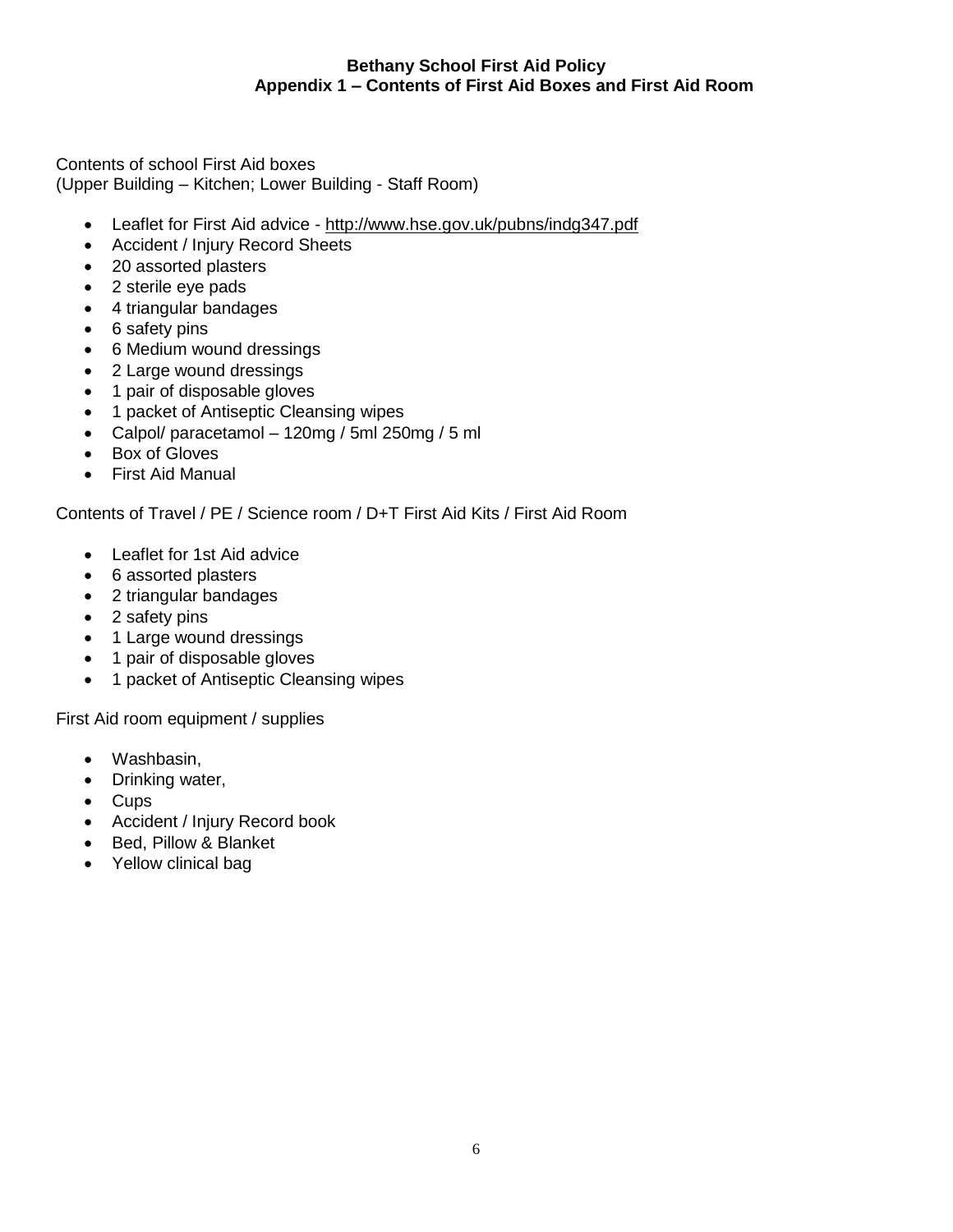**Bethany School First Aid Policy**
**Appendix 1 – Contents of First Aid Boxes and First Aid Room**

Contents of school First Aid boxes
(Upper Building – Kitchen; Lower Building - Staff Room)

- Leaflet for First Aid advice - http://www.hse.gov.uk/pubns/indg347.pdf
- Accident / Injury Record Sheets
- 20 assorted plasters
- 2 sterile eye pads
- 4 triangular bandages
- 6 safety pins
- 6 Medium wound dressings
- 2 Large wound dressings
- 1 pair of disposable gloves
- 1 packet of Antiseptic Cleansing wipes
- Calpol/ paracetamol – 120mg / 5ml 250mg / 5 ml
- Box of Gloves
- First Aid Manual

Contents of Travel / PE / Science room / D+T First Aid Kits / First Aid Room

- Leaflet for 1st Aid advice
- 6 assorted plasters
- 2 triangular bandages
- 2 safety pins
- 1 Large wound dressings
- 1 pair of disposable gloves
- 1 packet of Antiseptic Cleansing wipes

First Aid room equipment / supplies

- Washbasin,
- Drinking water,
- Cups
- Accident / Injury Record book
- Bed, Pillow & Blanket
- Yellow clinical bag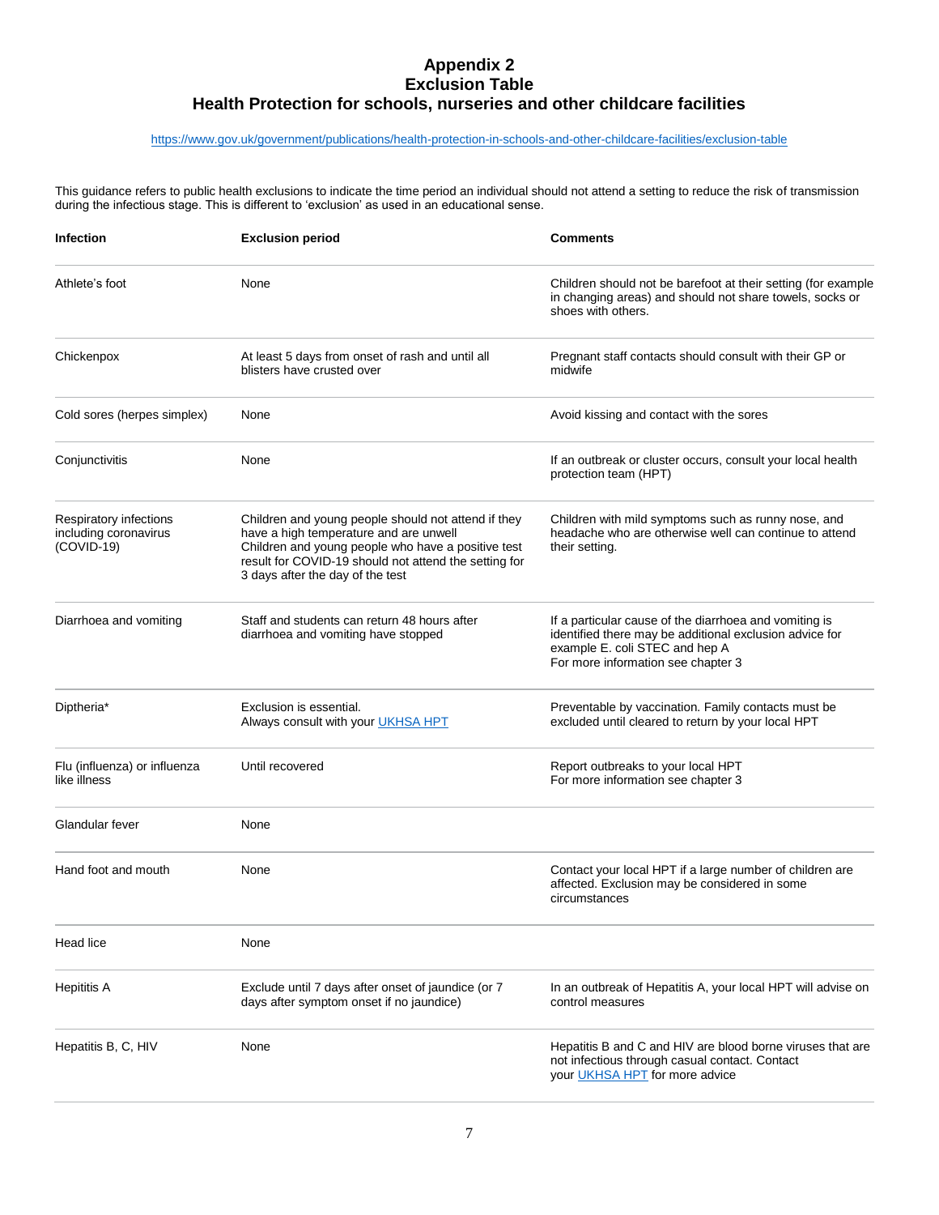# Appendix 2
# Exclusion Table
# Health Protection for schools, nurseries and other childcare facilities

https://www.gov.uk/government/publications/health-protection-in-schools-and-other-childcare-facilities/exclusion-table

This guidance refers to public health exclusions to indicate the time period an individual should not attend a setting to reduce the risk of transmission during the infectious stage. This is different to 'exclusion' as used in an educational sense.

| Infection | Exclusion period | Comments |
|---|---|---|
| Athlete's foot | None | Children should not be barefoot at their setting (for example in changing areas) and should not share towels, socks or shoes with others. |
| Chickenpox | At least 5 days from onset of rash and until all blisters have crusted over | Pregnant staff contacts should consult with their GP or midwife |
| Cold sores (herpes simplex) | None | Avoid kissing and contact with the sores |
| Conjunctivitis | None | If an outbreak or cluster occurs, consult your local health protection team (HPT) |
| Respiratory infections including coronavirus (COVID-19) | Children and young people should not attend if they have a high temperature and are unwell<br>Children and young people who have a positive test result for COVID-19 should not attend the setting for 3 days after the day of the test | Children with mild symptoms such as runny nose, and headache who are otherwise well can continue to attend their setting. |
| Diarrhoea and vomiting | Staff and students can return 48 hours after diarrhoea and vomiting have stopped | If a particular cause of the diarrhoea and vomiting is identified there may be additional exclusion advice for example E. coli STEC and hep A<br>For more information see chapter 3 |
| Diptheria* | Exclusion is essential.<br>Always consult with your UKHSA HPT | Preventable by vaccination. Family contacts must be excluded until cleared to return by your local HPT |
| Flu (influenza) or influenza like illness | Until recovered | Report outbreaks to your local HPT<br>For more information see chapter 3 |
| Glandular fever | None | |
| Hand foot and mouth | None | Contact your local HPT if a large number of children are affected. Exclusion may be considered in some circumstances |
| Head lice | None | |
| Hepititis A | Exclude until 7 days after onset of jaundice (or 7 days after symptom onset if no jaundice) | In an outbreak of Hepatitis A, your local HPT will advise on control measures |
| Hepatitis B, C, HIV | None | Hepatitis B and C and HIV are blood borne viruses that are not infectious through casual contact. Contact your UKHSA HPT for more advice |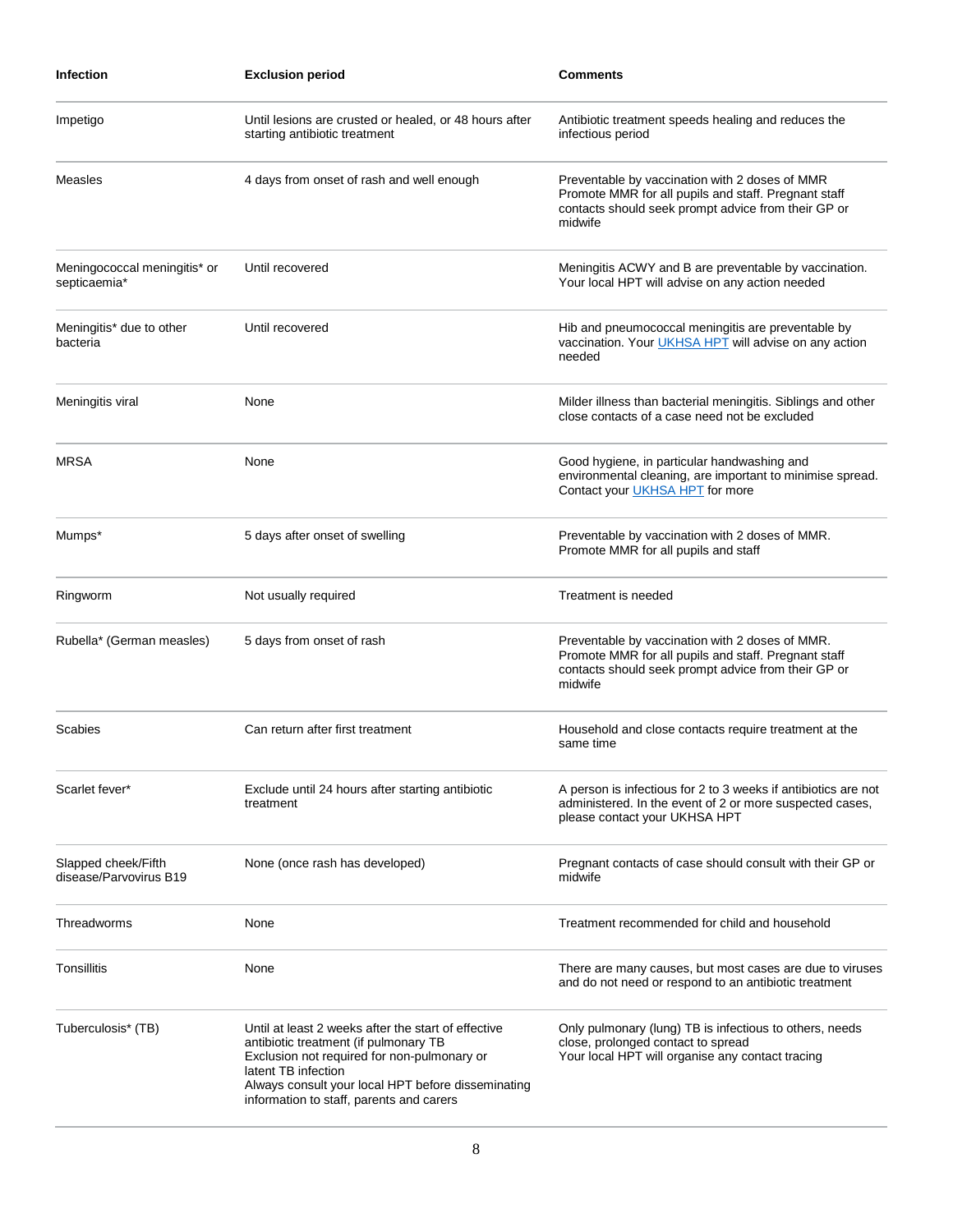| Infection | Exclusion period | Comments |
| --- | --- | --- |
| Impetigo | Until lesions are crusted or healed, or 48 hours after starting antibiotic treatment | Antibiotic treatment speeds healing and reduces the infectious period |
| Measles | 4 days from onset of rash and well enough | Preventable by vaccination with 2 doses of MMR Promote MMR for all pupils and staff. Pregnant staff contacts should seek prompt advice from their GP or midwife |
| Meningococcal meningitis* or septicaemia* | Until recovered | Meningitis ACWY and B are preventable by vaccination. Your local HPT will advise on any action needed |
| Meningitis* due to other bacteria | Until recovered | Hib and pneumococcal meningitis are preventable by vaccination. Your UKHSA HPT will advise on any action needed |
| Meningitis viral | None | Milder illness than bacterial meningitis. Siblings and other close contacts of a case need not be excluded |
| MRSA | None | Good hygiene, in particular handwashing and environmental cleaning, are important to minimise spread. Contact your UKHSA HPT for more |
| Mumps* | 5 days after onset of swelling | Preventable by vaccination with 2 doses of MMR. Promote MMR for all pupils and staff |
| Ringworm | Not usually required | Treatment is needed |
| Rubella* (German measles) | 5 days from onset of rash | Preventable by vaccination with 2 doses of MMR. Promote MMR for all pupils and staff. Pregnant staff contacts should seek prompt advice from their GP or midwife |
| Scabies | Can return after first treatment | Household and close contacts require treatment at the same time |
| Scarlet fever* | Exclude until 24 hours after starting antibiotic treatment | A person is infectious for 2 to 3 weeks if antibiotics are not administered. In the event of 2 or more suspected cases, please contact your UKHSA HPT |
| Slapped cheek/Fifth disease/Parvovirus B19 | None (once rash has developed) | Pregnant contacts of case should consult with their GP or midwife |
| Threadworms | None | Treatment recommended for child and household |
| Tonsillitis | None | There are many causes, but most cases are due to viruses and do not need or respond to an antibiotic treatment |
| Tuberculosis* (TB) | Until at least 2 weeks after the start of effective antibiotic treatment (if pulmonary TB Exclusion not required for non-pulmonary or latent TB infection Always consult your local HPT before disseminating information to staff, parents and carers | Only pulmonary (lung) TB is infectious to others, needs close, prolonged contact to spread Your local HPT will organise any contact tracing |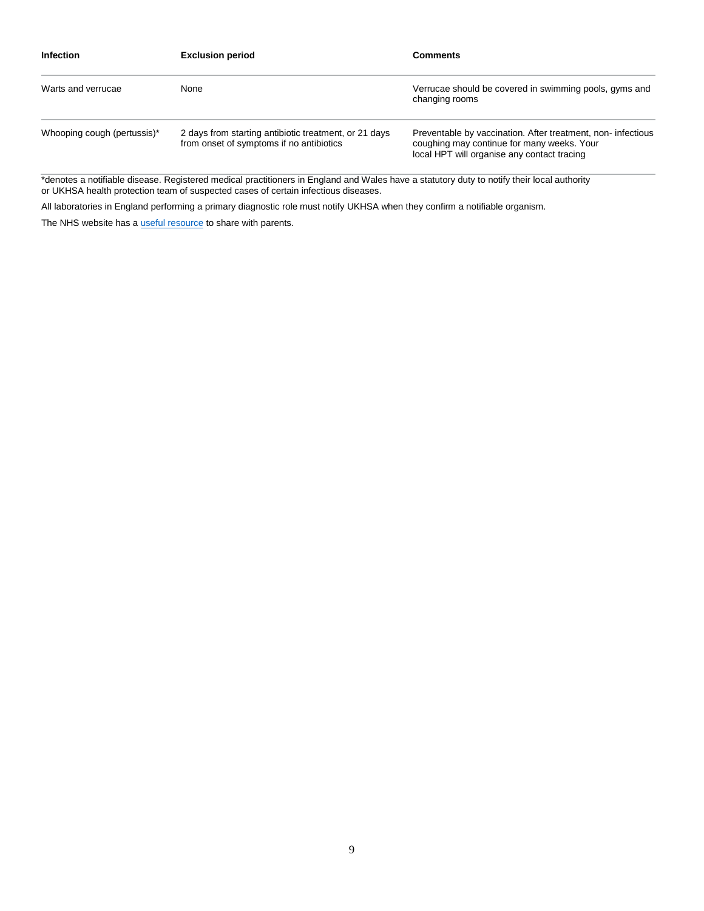| Infection | Exclusion period | Comments |
|---|---|---|
| Warts and verrucae | None | Verrucae should be covered in swimming pools, gyms and changing rooms |
| Whooping cough (pertussis)* | 2 days from starting antibiotic treatment, or 21 days from onset of symptoms if no antibiotics | Preventable by vaccination. After treatment, non- infectious coughing may continue for many weeks. Your local HPT will organise any contact tracing |

*denotes a notifiable disease. Registered medical practitioners in England and Wales have a statutory duty to notify their local authority or UKHSA health protection team of suspected cases of certain infectious diseases.

All laboratories in England performing a primary diagnostic role must notify UKHSA when they confirm a notifiable organism.

The NHS website has a useful resource to share with parents.